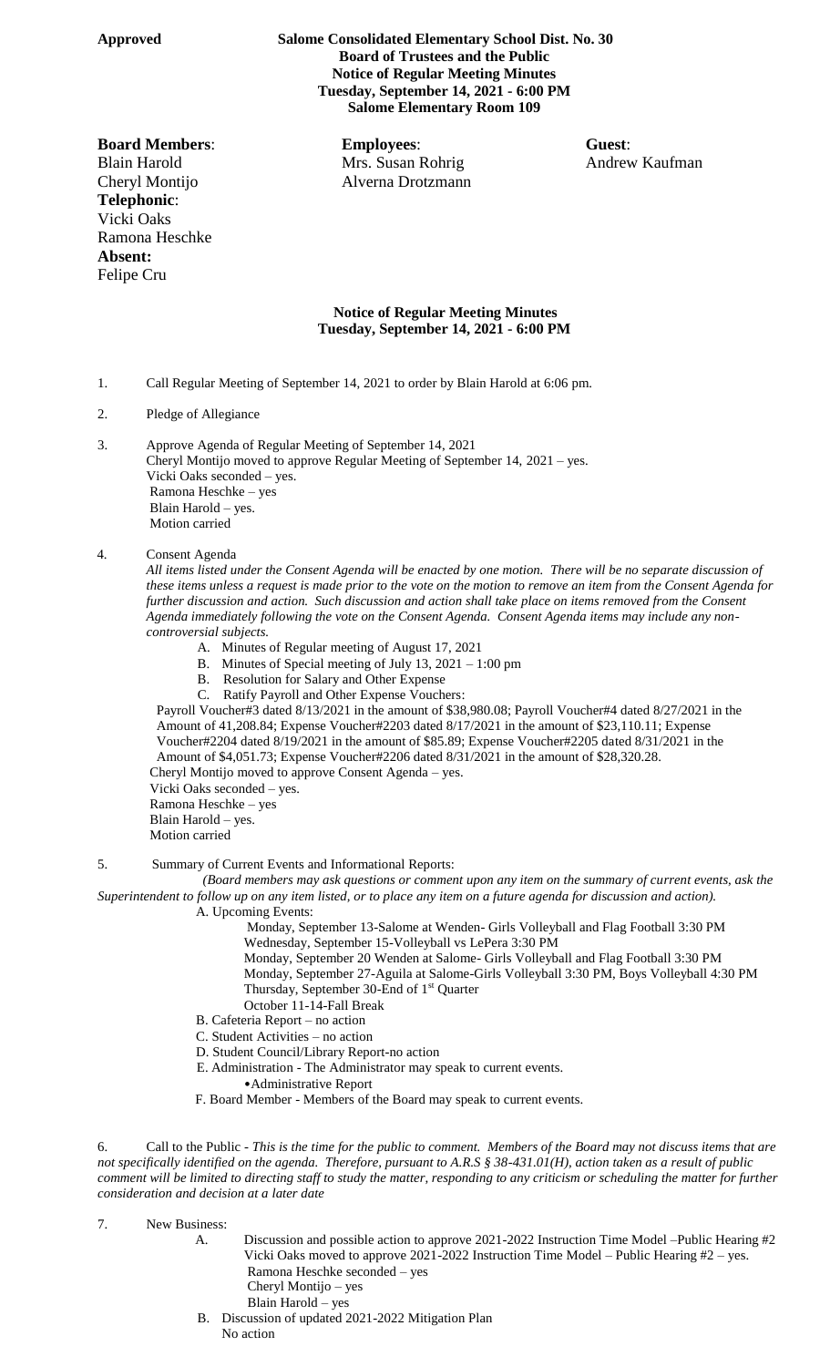**Approved** **Salome Consolidated Elementary School Dist. No. 30**
**Board of Trustees and the Public**
**Notice of Regular Meeting Minutes**
**Tuesday, September 14, 2021 - 6:00 PM**
**Salome Elementary Room 109**

**Board Members**:
Blain Harold
Cheryl Montijo
**Telephonic**:
Vicki Oaks
Ramona Heschke
**Absent:**
Felipe Cru

**Employees**:
Mrs. Susan Rohrig
Alverna Drotzmann

**Guest**:
Andrew Kaufman

**Notice of Regular Meeting Minutes**
**Tuesday, September 14, 2021 - 6:00 PM**

1. Call Regular Meeting of September 14, 2021 to order by Blain Harold at 6:06 pm.

2. Pledge of Allegiance

3. Approve Agenda of Regular Meeting of September 14, 2021
   Cheryl Montijo moved to approve Regular Meeting of September 14, 2021 – yes.
   Vicki Oaks seconded – yes.
   Ramona Heschke – yes
   Blain Harold – yes.
   Motion carried

4. Consent Agenda
   *All items listed under the Consent Agenda will be enacted by one motion. There will be no separate discussion of these items unless a request is made prior to the vote on the motion to remove an item from the Consent Agenda for further discussion and action. Such discussion and action shall take place on items removed from the Consent Agenda immediately following the vote on the Consent Agenda. Consent Agenda items may include any non-controversial subjects.*
   A. Minutes of Regular meeting of August 17, 2021
   B. Minutes of Special meeting of July 13, 2021 – 1:00 pm
   B. Resolution for Salary and Other Expense
   C. Ratify Payroll and Other Expense Vouchers:

   Payroll Voucher#3 dated 8/13/2021 in the amount of $38,980.08; Payroll Voucher#4 dated 8/27/2021 in the Amount of 41,208.84; Expense Voucher#2203 dated 8/17/2021 in the amount of $23,110.11; Expense Voucher#2204 dated 8/19/2021 in the amount of $85.89; Expense Voucher#2205 dated 8/31/2021 in the Amount of $4,051.73; Expense Voucher#2206 dated 8/31/2021 in the amount of $28,320.28.
   Cheryl Montijo moved to approve Consent Agenda – yes.
   Vicki Oaks seconded – yes.
   Ramona Heschke – yes
   Blain Harold – yes.
   Motion carried

5. Summary of Current Events and Informational Reports:
   *(Board members may ask questions or comment upon any item on the summary of current events, ask the Superintendent to follow up on any item listed, or to place any item on a future agenda for discussion and action).*
   A. Upcoming Events:
      Monday, September 13-Salome at Wenden- Girls Volleyball and Flag Football 3:30 PM
      Wednesday, September 15-Volleyball vs LePera 3:30 PM
      Monday, September 20 Wenden at Salome- Girls Volleyball and Flag Football 3:30 PM
      Monday, September 27-Aguila at Salome-Girls Volleyball 3:30 PM, Boys Volleyball 4:30 PM
      Thursday, September 30-End of 1st Quarter
      October 11-14-Fall Break
   B. Cafeteria Report – no action
   C. Student Activities – no action
   D. Student Council/Library Report-no action
   E. Administration - The Administrator may speak to current events.
      • Administrative Report
   F. Board Member - Members of the Board may speak to current events.

6. Call to the Public - *This is the time for the public to comment. Members of the Board may not discuss items that are not specifically identified on the agenda. Therefore, pursuant to A.R.S § 38-431.01(H), action taken as a result of public comment will be limited to directing staff to study the matter, responding to any criticism or scheduling the matter for further consideration and decision at a later date*

7. New Business:
   A. Discussion and possible action to approve 2021-2022 Instruction Time Model –Public Hearing #2
      Vicki Oaks moved to approve 2021-2022 Instruction Time Model – Public Hearing #2 – yes.
      Ramona Heschke seconded – yes
      Cheryl Montijo – yes
      Blain Harold – yes
   B. Discussion of updated 2021-2022 Mitigation Plan
      No action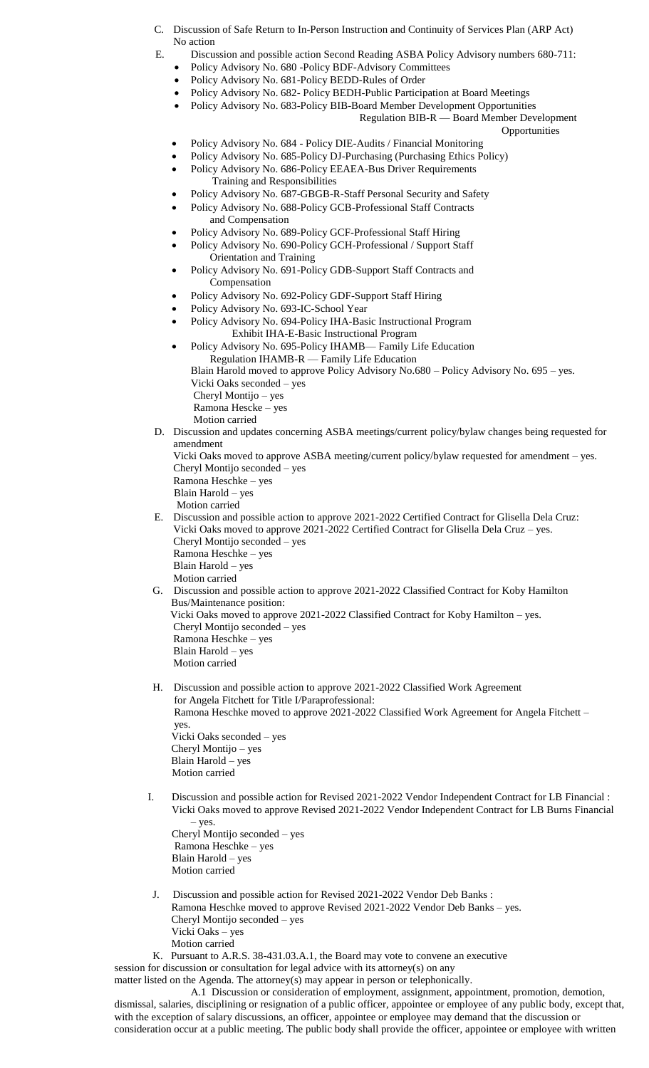C. Discussion of Safe Return to In-Person Instruction and Continuity of Services Plan (ARP Act)
   No action

E. Discussion and possible action Second Reading ASBA Policy Advisory numbers 680-711:

- Policy Advisory No. 680 -Policy BDF-Advisory Committees
- Policy Advisory No. 681-Policy BEDD-Rules of Order
- Policy Advisory No. 682- Policy BEDH-Public Participation at Board Meetings
- Policy Advisory No. 683-Policy BIB-Board Member Development Opportunities
  Regulation BIB-R — Board Member Development Opportunities
- Policy Advisory No. 684 - Policy DIE-Audits / Financial Monitoring
- Policy Advisory No. 685-Policy DJ-Purchasing (Purchasing Ethics Policy)
- Policy Advisory No. 686-Policy EEAEA-Bus Driver Requirements Training and Responsibilities
- Policy Advisory No. 687-GBGB-R-Staff Personal Security and Safety
- Policy Advisory No. 688-Policy GCB-Professional Staff Contracts and Compensation
- Policy Advisory No. 689-Policy GCF-Professional Staff Hiring
- Policy Advisory No. 690-Policy GCH-Professional / Support Staff Orientation and Training
- Policy Advisory No. 691-Policy GDB-Support Staff Contracts and Compensation
- Policy Advisory No. 692-Policy GDF-Support Staff Hiring
- Policy Advisory No. 693-IC-School Year
- Policy Advisory No. 694-Policy IHA-Basic Instructional Program
  Exhibit IHA-E-Basic Instructional Program
- Policy Advisory No. 695-Policy IHAMB— Family Life Education
  Regulation IHAMB-R — Family Life Education

Blain Harold moved to approve Policy Advisory No.680 – Policy Advisory No. 695 – yes.
Vicki Oaks seconded – yes
Cheryl Montijo – yes
Ramona Hescke – yes
Motion carried

D. Discussion and updates concerning ASBA meetings/current policy/bylaw changes being requested for amendment
   Vicki Oaks moved to approve ASBA meeting/current policy/bylaw requested for amendment – yes.
   Cheryl Montijo seconded – yes
   Ramona Heschke – yes
   Blain Harold – yes
   Motion carried

E. Discussion and possible action to approve 2021-2022 Certified Contract for Glisella Dela Cruz:
   Vicki Oaks moved to approve 2021-2022 Certified Contract for Glisella Dela Cruz – yes.
   Cheryl Montijo seconded – yes
   Ramona Heschke – yes
   Blain Harold – yes
   Motion carried

G. Discussion and possible action to approve 2021-2022 Classified Contract for Koby Hamilton Bus/Maintenance position:
   Vicki Oaks moved to approve 2021-2022 Classified Contract for Koby Hamilton – yes.
   Cheryl Montijo seconded – yes
   Ramona Heschke – yes
   Blain Harold – yes
   Motion carried

H. Discussion and possible action to approve 2021-2022 Classified Work Agreement for Angela Fitchett for Title I/Paraprofessional:
   Ramona Heschke moved to approve 2021-2022 Classified Work Agreement for Angela Fitchett – yes.
   Vicki Oaks seconded – yes
   Cheryl Montijo – yes
   Blain Harold – yes
   Motion carried

I. Discussion and possible action for Revised 2021-2022 Vendor Independent Contract for LB Financial :
   Vicki Oaks moved to approve Revised 2021-2022 Vendor Independent Contract for LB Burns Financial – yes.
   Cheryl Montijo seconded – yes
   Ramona Heschke – yes
   Blain Harold – yes
   Motion carried

J. Discussion and possible action for Revised 2021-2022 Vendor Deb Banks :
   Ramona Heschke moved to approve Revised 2021-2022 Vendor Deb Banks – yes.
   Cheryl Montijo seconded – yes
   Vicki Oaks – yes
   Motion carried

K. Pursuant to A.R.S. 38-431.03.A.1, the Board may vote to convene an executive session for discussion or consultation for legal advice with its attorney(s) on any matter listed on the Agenda. The attorney(s) may appear in person or telephonically.

A.1 Discussion or consideration of employment, assignment, appointment, promotion, demotion, dismissal, salaries, disciplining or resignation of a public officer, appointee or employee of any public body, except that, with the exception of salary discussions, an officer, appointee or employee may demand that the discussion or consideration occur at a public meeting. The public body shall provide the officer, appointee or employee with written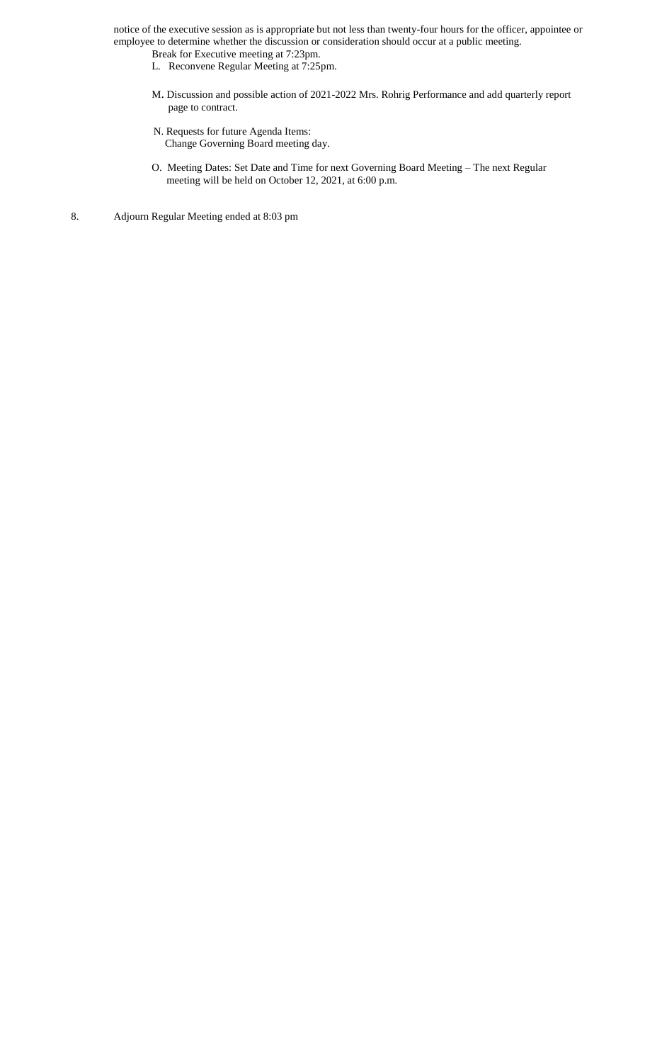notice of the executive session as is appropriate but not less than twenty-four hours for the officer, appointee or employee to determine whether the discussion or consideration should occur at a public meeting.

Break for Executive meeting at 7:23pm.

L. Reconvene Regular Meeting at 7:25pm.

M. Discussion and possible action of 2021-2022 Mrs. Rohrig Performance and add quarterly report page to contract.

N. Requests for future Agenda Items:
Change Governing Board meeting day.

O. Meeting Dates: Set Date and Time for next Governing Board Meeting – The next Regular meeting will be held on October 12, 2021, at 6:00 p.m.

8. Adjourn Regular Meeting ended at 8:03 pm